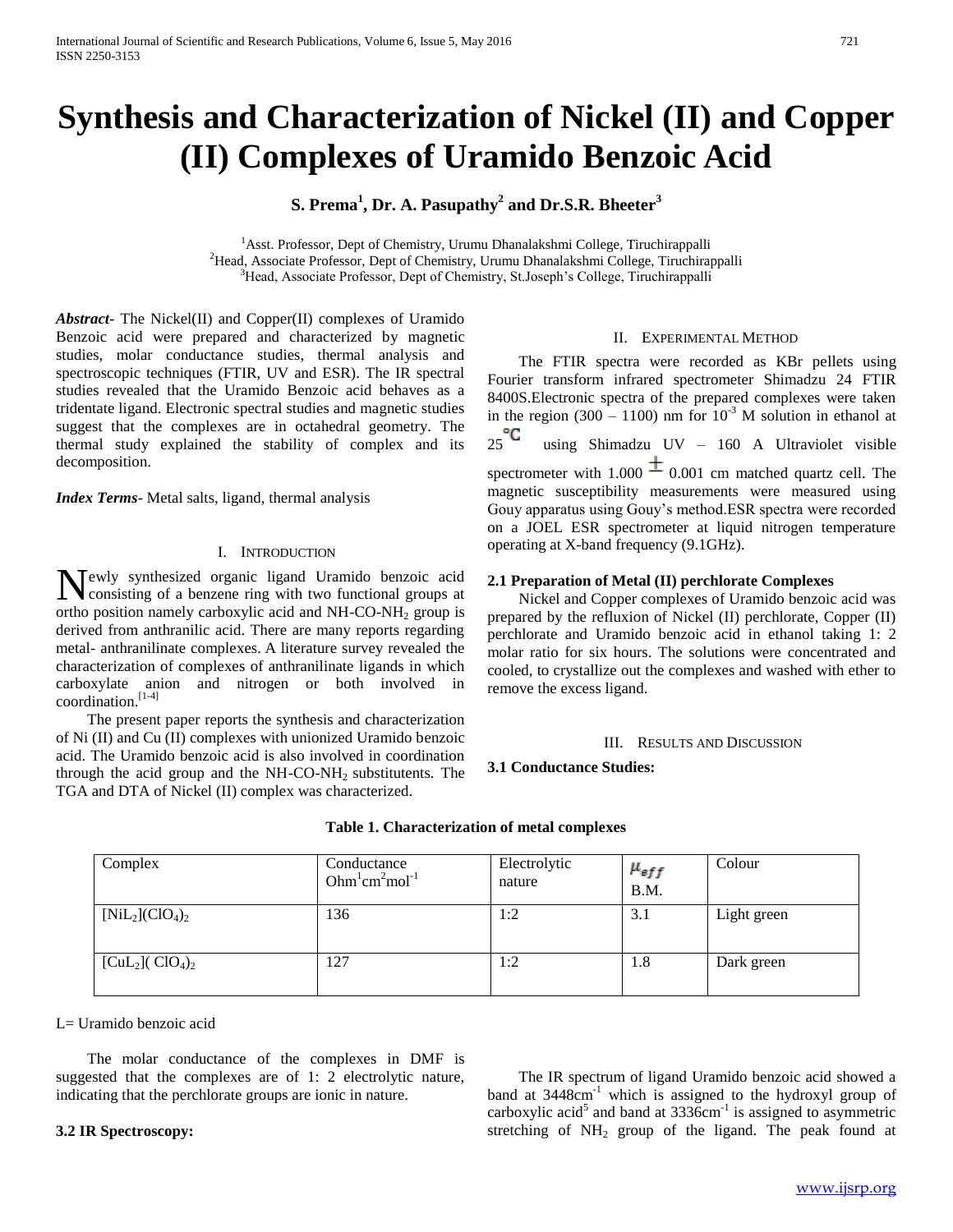# Synthesis and Characterization of Nickel (II) and Copper (II) Complexes of Uramido Benzoic Acid

**S. Prema[1], Dr. A. Pasupathy[2] and Dr.S.R. Bheeter[3]**

[1]Asst. Professor, Dept of Chemistry, Urumu Dhanalakshmi College, Tiruchirappalli
[2]Head, Associate Professor, Dept of Chemistry, Urumu Dhanalakshmi College, Tiruchirappalli
[3]Head, Associate Professor, Dept of Chemistry, St.Joseph's College, Tiruchirappalli

***Abstract***- The Nickel(II) and Copper(II) complexes of Uramido Benzoic acid were prepared and characterized by magnetic studies, molar conductance studies, thermal analysis and spectroscopic techniques (FTIR, UV and ESR). The IR spectral studies revealed that the Uramido Benzoic acid behaves as a tridentate ligand. Electronic spectral studies and magnetic studies suggest that the complexes are in octahedral geometry. The thermal study explained the stability of complex and its decomposition.

***Index Terms***- Metal salts, ligand, thermal analysis

## I. Introduction

Newly synthesized organic ligand Uramido benzoic acid consisting of a benzene ring with two functional groups at ortho position namely carboxylic acid and $NH\text{-}CO\text{-}NH_2$ group is derived from anthranilic acid. There are many reports regarding metal- anthranilinate complexes. A literature survey revealed the characterization of complexes of anthranilinate ligands in which carboxylate anion and nitrogen or both involved in coordination.[1-4]

The present paper reports the synthesis and characterization of Ni (II) and Cu (II) complexes with unionized Uramido benzoic acid. The Uramido benzoic acid is also involved in coordination through the acid group and the $NH\text{-}CO\text{-}NH_2$ substitutents. The TGA and DTA of Nickel (II) complex was characterized.

## II. Experimental Method

The FTIR spectra were recorded as KBr pellets using Fourier transform infrared spectrometer Shimadzu 24 FTIR 8400S.Electronic spectra of the prepared complexes were taken in the region (300 – 1100) nm for $10^{-3}$ M solution in ethanol at 25 °C using Shimadzu UV – 160 A Ultraviolet visible spectrometer with 1.000 ± 0.001 cm matched quartz cell. The magnetic susceptibility measurements were measured using Gouy apparatus using Gouy's method.ESR spectra were recorded on a JOEL ESR spectrometer at liquid nitrogen temperature operating at X-band frequency (9.1GHz).

### 2.1 Preparation of Metal (II) perchlorate Complexes

Nickel and Copper complexes of Uramido benzoic acid was prepared by the refluxion of Nickel (II) perchlorate, Copper (II) perchlorate and Uramido benzoic acid in ethanol taking 1: 2 molar ratio for six hours. The solutions were concentrated and cooled, to crystallize out the complexes and washed with ether to remove the excess ligand.

## III. Results and Discussion

### 3.1 Conductance Studies:

**Table 1. Characterization of metal complexes**

| Complex | Conductance $Ohm^1cm^2mol^{-1}$ | Electrolytic nature | $\mu_{eff}$ B.M. | Colour |
|---|---|---|---|---|
| $[NiL_2](ClO_4)_2$ | 136 | 1:2 | 3.1 | Light green |
| $[CuL_2](ClO_4)_2$ | 127 | 1:2 | 1.8 | Dark green |

L= Uramido benzoic acid

The molar conductance of the complexes in DMF is suggested that the complexes are of 1: 2 electrolytic nature, indicating that the perchlorate groups are ionic in nature.

### 3.2 IR Spectroscopy:

The IR spectrum of ligand Uramido benzoic acid showed a band at 3448cm$^{-1}$ which is assigned to the hydroxyl group of carboxylic acid[5] and band at 3336cm$^{-1}$ is assigned to asymmetric stretching of $NH_2$ group of the ligand. The peak found at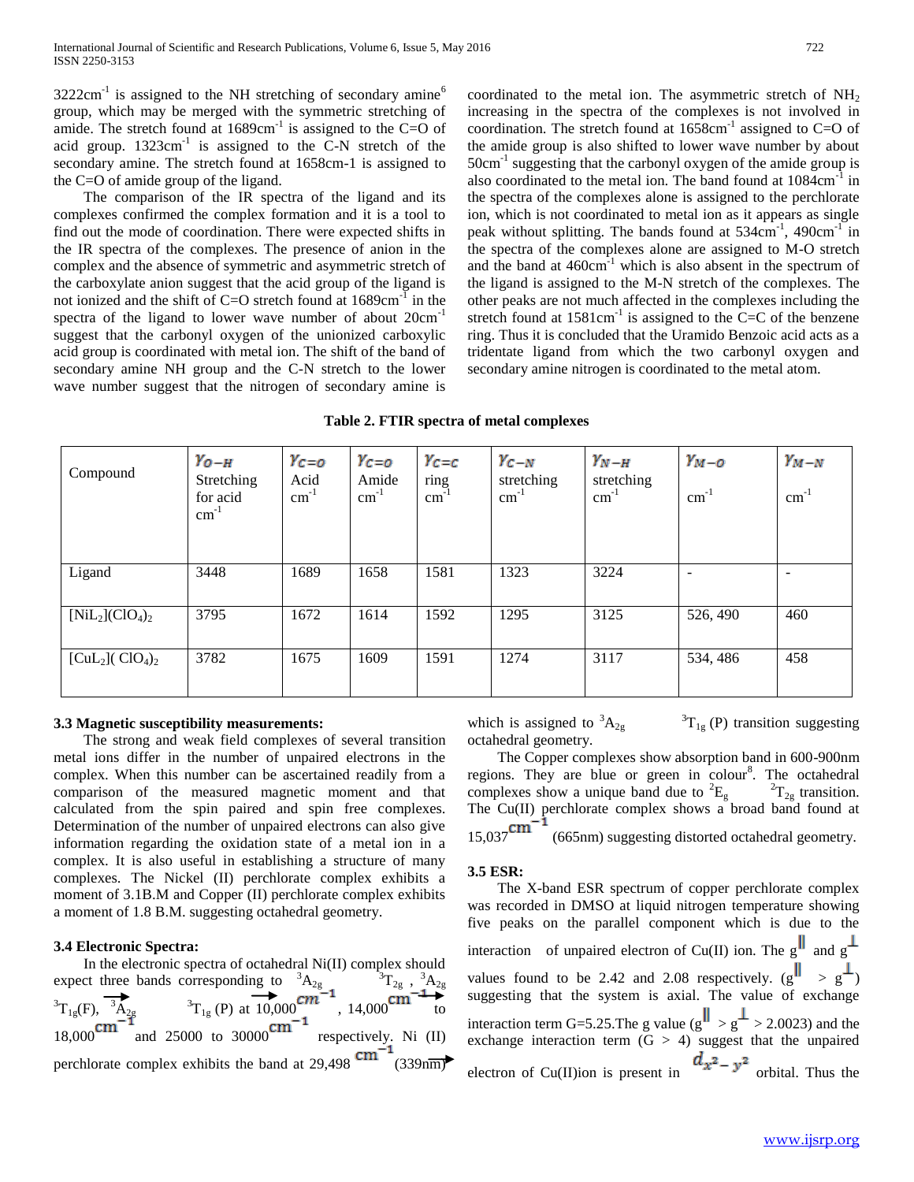3222cm$^{-1}$ is assigned to the NH stretching of secondary amine[6] group, which may be merged with the symmetric stretching of amide. The stretch found at 1689cm$^{-1}$ is assigned to the C=O of acid group. 1323cm$^{-1}$ is assigned to the C-N stretch of the secondary amine. The stretch found at 1658cm-1 is assigned to the C=O of amide group of the ligand.

The comparison of the IR spectra of the ligand and its complexes confirmed the complex formation and it is a tool to find out the mode of coordination. There were expected shifts in the IR spectra of the complexes. The presence of anion in the complex and the absence of symmetric and asymmetric stretch of the carboxylate anion suggest that the acid group of the ligand is not ionized and the shift of C=O stretch found at 1689cm$^{-1}$ in the spectra of the ligand to lower wave number of about 20cm$^{-1}$ suggest that the carbonyl oxygen of the unionized carboxylic acid group is coordinated with metal ion. The shift of the band of secondary amine NH group and the C-N stretch to the lower wave number suggest that the nitrogen of secondary amine is coordinated to the metal ion. The asymmetric stretch of $NH_2$ increasing in the spectra of the complexes is not involved in coordination. The stretch found at 1658cm$^{-1}$ assigned to C=O of the amide group is also shifted to lower wave number by about 50cm$^{-1}$ suggesting that the carbonyl oxygen of the amide group is also coordinated to the metal ion. The band found at 1084cm$^{-1}$ in the spectra of the complexes alone is assigned to the perchlorate ion, which is not coordinated to metal ion as it appears as single peak without splitting. The bands found at 534cm$^{-1}$, 490cm$^{-1}$ in the spectra of the complexes alone are assigned to M-O stretch and the band at 460cm$^{-1}$ which is also absent in the spectrum of the ligand is assigned to the M-N stretch of the complexes. The other peaks are not much affected in the complexes including the stretch found at 1581cm$^{-1}$ is assigned to the C=C of the benzene ring. Thus it is concluded that the Uramido Benzoic acid acts as a tridentate ligand from which the two carbonyl oxygen and secondary amine nitrogen is coordinated to the metal atom.

**Table 2. FTIR spectra of metal complexes**

| Compound | $\gamma_{O-H}$ Stretching for acid $cm^{-1}$ | $\gamma_{C=O}$ Acid $cm^{-1}$ | $\gamma_{C=O}$ Amide $cm^{-1}$ | $\gamma_{C=C}$ ring $cm^{-1}$ | $\gamma_{C-N}$ stretching $cm^{-1}$ | $\gamma_{N-H}$ stretching $cm^{-1}$ | $\gamma_{M-O}$ $cm^{-1}$ | $\gamma_{M-N}$ $cm^{-1}$ |
|---|---|---|---|---|---|---|---|---|
| Ligand | 3448 | 1689 | 1658 | 1581 | 1323 | 3224 | - | - |
| $[NiL_2](ClO_4)_2$ | 3795 | 1672 | 1614 | 1592 | 1295 | 3125 | 526, 490 | 460 |
| $[CuL_2](ClO_4)_2$ | 3782 | 1675 | 1609 | 1591 | 1274 | 3117 | 534, 486 | 458 |

### 3.3 Magnetic susceptibility measurements:

The strong and weak field complexes of several transition metal ions differ in the number of unpaired electrons in the complex. When this number can be ascertained readily from a comparison of the measured magnetic moment and that calculated from the spin paired and spin free complexes. Determination of the number of unpaired electrons can also give information regarding the oxidation state of a metal ion in a complex. It is also useful in establishing a structure of many complexes. The Nickel (II) perchlorate complex exhibits a moment of 3.1B.M and Copper (II) perchlorate complex exhibits a moment of 1.8 B.M. suggesting octahedral geometry.

### 3.4 Electronic Spectra:

In the electronic spectra of octahedral Ni(II) complex should expect three bands corresponding to $^3A_{2g} \rightarrow {}^3T_{2g}$ , $^3A_{2g} \rightarrow {}^3T_{1g}$(F), $^3A_{2g} \rightarrow {}^3T_{1g}$ (P) at 10,000$cm^{-1}$, 14,000$cm^{-1}$ to 18,000$cm^{-1}$ and 25000 to 30000$cm^{-1}$ respectively. Ni (II) perchlorate complex exhibits the band at 29,498 $cm^{-1}$ (339nm) which is assigned to $^3A_{2g} \rightarrow {}^3T_{1g}$ (P) transition suggesting octahedral geometry.

The Copper complexes show absorption band in 600-900nm regions. They are blue or green in colour[8]. The octahedral complexes show a unique band due to $^2E_g \rightarrow {}^2T_{2g}$ transition. The Cu(II) perchlorate complex shows a broad band found at 15,037$cm^{-1}$ (665nm) suggesting distorted octahedral geometry.

### 3.5 ESR:

The X-band ESR spectrum of copper perchlorate complex was recorded in DMSO at liquid nitrogen temperature showing five peaks on the parallel component which is due to the interaction of unpaired electron of Cu(II) ion. The $g_{\parallel}$ and $g_{\perp}$ values found to be 2.42 and 2.08 respectively. ($g_{\parallel} > g_{\perp}$) suggesting that the system is axial. The value of exchange interaction term G=5.25.The g value ($g_{\parallel} > g_{\perp} > 2.0023$) and the exchange interaction term (G > 4) suggest that the unpaired electron of Cu(II)ion is present in $d_{x^2-y^2}$ orbital. Thus the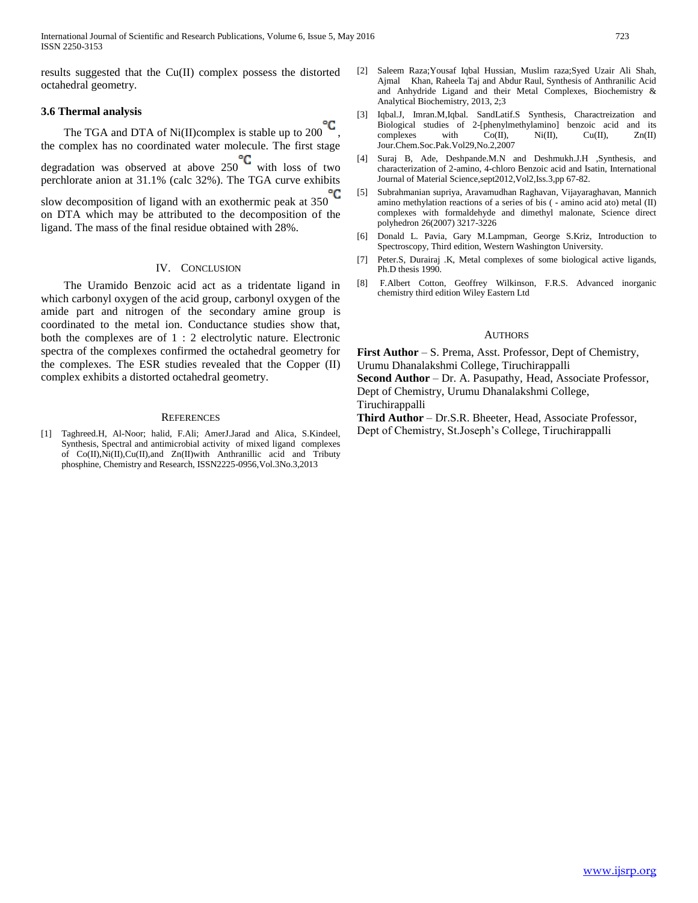results suggested that the Cu(II) complex possess the distorted octahedral geometry.

### 3.6 Thermal analysis

The TGA and DTA of Ni(II)complex is stable up to 200 °C, the complex has no coordinated water molecule. The first stage degradation was observed at above 250 °C with loss of two perchlorate anion at 31.1% (calc 32%). The TGA curve exhibits slow decomposition of ligand with an exothermic peak at 350 °C on DTA which may be attributed to the decomposition of the ligand. The mass of the final residue obtained with 28%.

## IV. Conclusion

The Uramido Benzoic acid act as a tridentate ligand in which carbonyl oxygen of the acid group, carbonyl oxygen of the amide part and nitrogen of the secondary amine group is coordinated to the metal ion. Conductance studies show that, both the complexes are of 1 : 2 electrolytic nature. Electronic spectra of the complexes confirmed the octahedral geometry for the complexes. The ESR studies revealed that the Copper (II) complex exhibits a distorted octahedral geometry.

## References

[1] Taghreed.H, Al-Noor; halid, F.Ali; AmerJ.Jarad and Alica, S.Kindeel, Synthesis, Spectral and antimicrobial activity of mixed ligand complexes of Co(II),Ni(II),Cu(II),and Zn(II)with Anthranillic acid and Tributy phosphine, Chemistry and Research, ISSN2225-0956,Vol.3No.3,2013

[2] Saleem Raza;Yousaf Iqbal Hussian, Muslim raza;Syed Uzair Ali Shah, Ajmal Khan, Raheela Taj and Abdur Raul, Synthesis of Anthranilic Acid and Anhydride Ligand and their Metal Complexes, Biochemistry & Analytical Biochemistry, 2013, 2;3

[3] Iqbal.J, Imran.M,Iqbal. SandLatif.S Synthesis, Charactreization and Biological studies of 2-[phenylmethylamino] benzoic acid and its complexes with Co(II), Ni(II), Cu(II), Zn(II) Jour.Chem.Soc.Pak.Vol29,No.2,2007

[4] Suraj B, Ade, Deshpande.M.N and Deshmukh.J.H ,Synthesis, and characterization of 2-amino, 4-chloro Benzoic acid and Isatin, International Journal of Material Science,sept2012,Vol2,Iss.3,pp 67-82.

[5] Subrahmanian supriya, Aravamudhan Raghavan, Vijayaraghavan, Mannich amino methylation reactions of a series of bis ( - amino acid ato) metal (II) complexes with formaldehyde and dimethyl malonate, Science direct polyhedron 26(2007) 3217-3226

[6] Donald L. Pavia, Gary M.Lampman, George S.Kriz, Introduction to Spectroscopy, Third edition, Western Washington University.

[7] Peter.S, Durairaj .K, Metal complexes of some biological active ligands, Ph.D thesis 1990.

[8] F.Albert Cotton, Geoffrey Wilkinson, F.R.S. Advanced inorganic chemistry third edition Wiley Eastern Ltd

## Authors

**First Author** – S. Prema, Asst. Professor, Dept of Chemistry, Urumu Dhanalakshmi College, Tiruchirappalli

**Second Author** – Dr. A. Pasupathy, Head, Associate Professor, Dept of Chemistry, Urumu Dhanalakshmi College, Tiruchirappalli

**Third Author** – Dr.S.R. Bheeter, Head, Associate Professor, Dept of Chemistry, St.Joseph's College, Tiruchirappalli